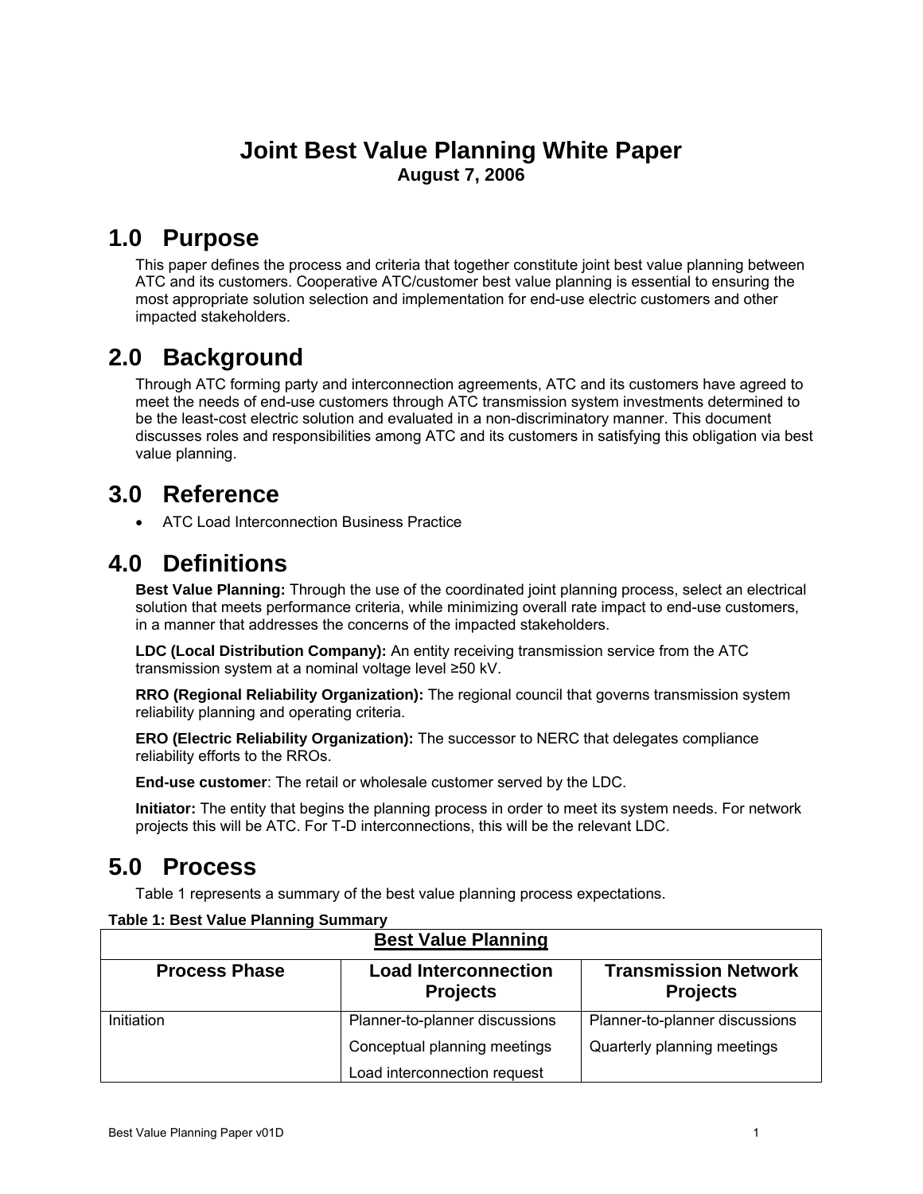# Joint Best Value Planning White Paper

**August 7, 2006**

## 1.0 Purpose

This paper defines the process and criteria that together constitute joint best value planning between ATC and its customers. Cooperative ATC/customer best value planning is essential to ensuring the most appropriate solution selection and implementation for end-use electric customers and other impacted stakeholders.

## 2.0 Background

Through ATC forming party and interconnection agreements, ATC and its customers have agreed to meet the needs of end-use customers through ATC transmission system investments determined to be the least-cost electric solution and evaluated in a non-discriminatory manner. This document discusses roles and responsibilities among ATC and its customers in satisfying this obligation via best value planning.

## 3.0 Reference

- ATC Load Interconnection Business Practice

## 4.0 Definitions

**Best Value Planning:** Through the use of the coordinated joint planning process, select an electrical solution that meets performance criteria, while minimizing overall rate impact to end-use customers, in a manner that addresses the concerns of the impacted stakeholders.

**LDC (Local Distribution Company):** An entity receiving transmission service from the ATC transmission system at a nominal voltage level ≥50 kV.

**RRO (Regional Reliability Organization):** The regional council that governs transmission system reliability planning and operating criteria.

**ERO (Electric Reliability Organization):** The successor to NERC that delegates compliance reliability efforts to the RROs.

**End-use customer**: The retail or wholesale customer served by the LDC.

**Initiator:** The entity that begins the planning process in order to meet its system needs. For network projects this will be ATC. For T-D interconnections, this will be the relevant LDC.

## 5.0 Process

Table 1 represents a summary of the best value planning process expectations.

**Table 1: Best Value Planning Summary**

| **Best Value Planning** | | |
|---|---|---|
| **Process Phase** | **Load Interconnection Projects** | **Transmission Network Projects** |
| Initiation | Planner-to-planner discussions<br>Conceptual planning meetings<br>Load interconnection request | Planner-to-planner discussions<br>Quarterly planning meetings |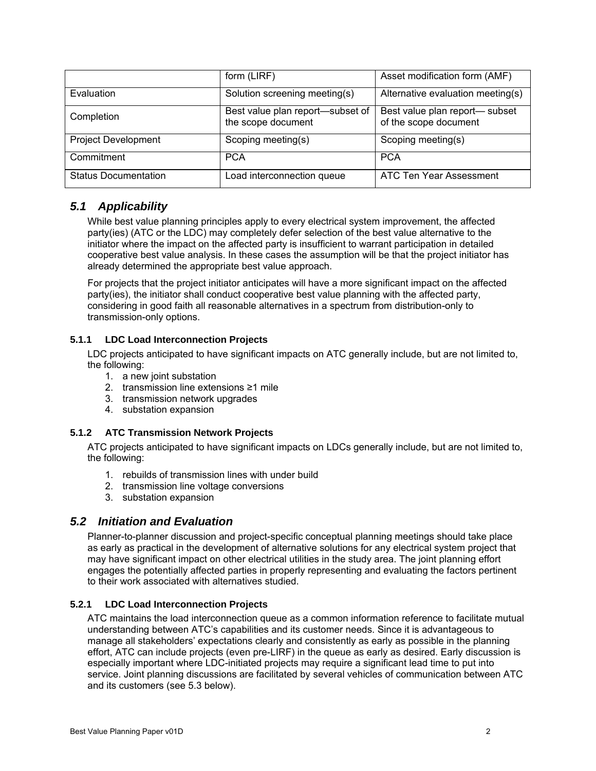| | form (LIRF) | Asset modification form (AMF) |
|---|---|---|
| Evaluation | Solution screening meeting(s) | Alternative evaluation meeting(s) |
| Completion | Best value plan report—subset of the scope document | Best value plan report— subset of the scope document |
| Project Development | Scoping meeting(s) | Scoping meeting(s) |
| Commitment | PCA | PCA |
| Status Documentation | Load interconnection queue | ATC Ten Year Assessment |

## *5.1 Applicability*

While best value planning principles apply to every electrical system improvement, the affected party(ies) (ATC or the LDC) may completely defer selection of the best value alternative to the initiator where the impact on the affected party is insufficient to warrant participation in detailed cooperative best value analysis. In these cases the assumption will be that the project initiator has already determined the appropriate best value approach.

For projects that the project initiator anticipates will have a more significant impact on the affected party(ies), the initiator shall conduct cooperative best value planning with the affected party, considering in good faith all reasonable alternatives in a spectrum from distribution-only to transmission-only options.

### 5.1.1 LDC Load Interconnection Projects

LDC projects anticipated to have significant impacts on ATC generally include, but are not limited to, the following:

1. a new joint substation
2. transmission line extensions ≥1 mile
3. transmission network upgrades
4. substation expansion

### 5.1.2 ATC Transmission Network Projects

ATC projects anticipated to have significant impacts on LDCs generally include, but are not limited to, the following:

1. rebuilds of transmission lines with under build
2. transmission line voltage conversions
3. substation expansion

## *5.2 Initiation and Evaluation*

Planner-to-planner discussion and project-specific conceptual planning meetings should take place as early as practical in the development of alternative solutions for any electrical system project that may have significant impact on other electrical utilities in the study area. The joint planning effort engages the potentially affected parties in properly representing and evaluating the factors pertinent to their work associated with alternatives studied.

### 5.2.1 LDC Load Interconnection Projects

ATC maintains the load interconnection queue as a common information reference to facilitate mutual understanding between ATC's capabilities and its customer needs. Since it is advantageous to manage all stakeholders' expectations clearly and consistently as early as possible in the planning effort, ATC can include projects (even pre-LIRF) in the queue as early as desired. Early discussion is especially important where LDC-initiated projects may require a significant lead time to put into service. Joint planning discussions are facilitated by several vehicles of communication between ATC and its customers (see 5.3 below).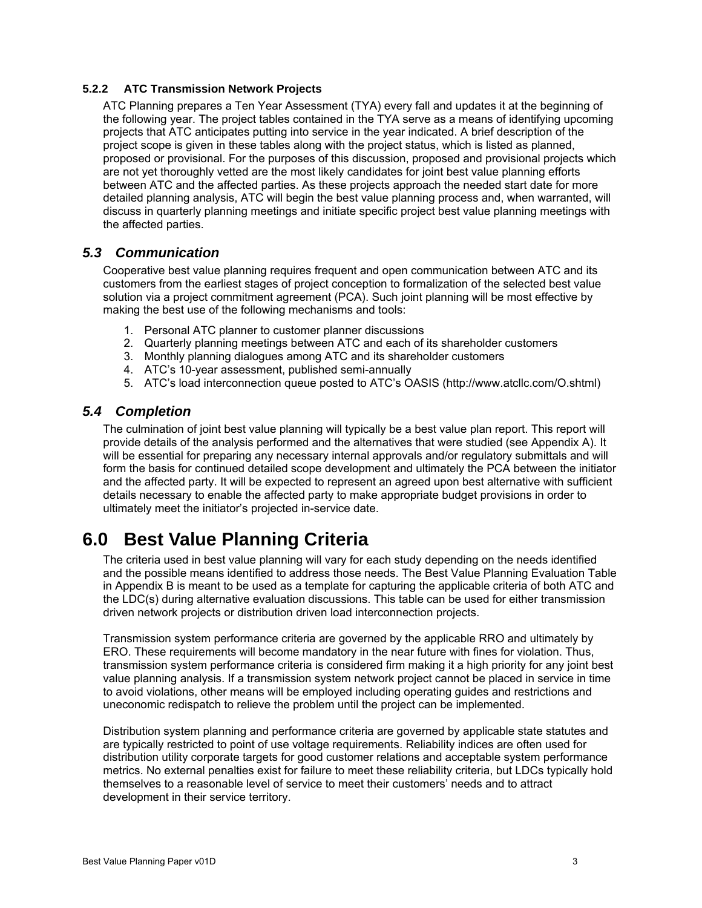#### 5.2.2 ATC Transmission Network Projects

ATC Planning prepares a Ten Year Assessment (TYA) every fall and updates it at the beginning of the following year. The project tables contained in the TYA serve as a means of identifying upcoming projects that ATC anticipates putting into service in the year indicated. A brief description of the project scope is given in these tables along with the project status, which is listed as planned, proposed or provisional. For the purposes of this discussion, proposed and provisional projects which are not yet thoroughly vetted are the most likely candidates for joint best value planning efforts between ATC and the affected parties. As these projects approach the needed start date for more detailed planning analysis, ATC will begin the best value planning process and, when warranted, will discuss in quarterly planning meetings and initiate specific project best value planning meetings with the affected parties.

### *5.3 Communication*

Cooperative best value planning requires frequent and open communication between ATC and its customers from the earliest stages of project conception to formalization of the selected best value solution via a project commitment agreement (PCA). Such joint planning will be most effective by making the best use of the following mechanisms and tools:

1. Personal ATC planner to customer planner discussions
2. Quarterly planning meetings between ATC and each of its shareholder customers
3. Monthly planning dialogues among ATC and its shareholder customers
4. ATC's 10-year assessment, published semi-annually
5. ATC's load interconnection queue posted to ATC's OASIS (http://www.atcllc.com/O.shtml)

### *5.4 Completion*

The culmination of joint best value planning will typically be a best value plan report. This report will provide details of the analysis performed and the alternatives that were studied (see Appendix A). It will be essential for preparing any necessary internal approvals and/or regulatory submittals and will form the basis for continued detailed scope development and ultimately the PCA between the initiator and the affected party. It will be expected to represent an agreed upon best alternative with sufficient details necessary to enable the affected party to make appropriate budget provisions in order to ultimately meet the initiator's projected in-service date.

# 6.0 Best Value Planning Criteria

The criteria used in best value planning will vary for each study depending on the needs identified and the possible means identified to address those needs. The Best Value Planning Evaluation Table in Appendix B is meant to be used as a template for capturing the applicable criteria of both ATC and the LDC(s) during alternative evaluation discussions. This table can be used for either transmission driven network projects or distribution driven load interconnection projects.

Transmission system performance criteria are governed by the applicable RRO and ultimately by ERO. These requirements will become mandatory in the near future with fines for violation. Thus, transmission system performance criteria is considered firm making it a high priority for any joint best value planning analysis. If a transmission system network project cannot be placed in service in time to avoid violations, other means will be employed including operating guides and restrictions and uneconomic redispatch to relieve the problem until the project can be implemented.

Distribution system planning and performance criteria are governed by applicable state statutes and are typically restricted to point of use voltage requirements. Reliability indices are often used for distribution utility corporate targets for good customer relations and acceptable system performance metrics. No external penalties exist for failure to meet these reliability criteria, but LDCs typically hold themselves to a reasonable level of service to meet their customers' needs and to attract development in their service territory.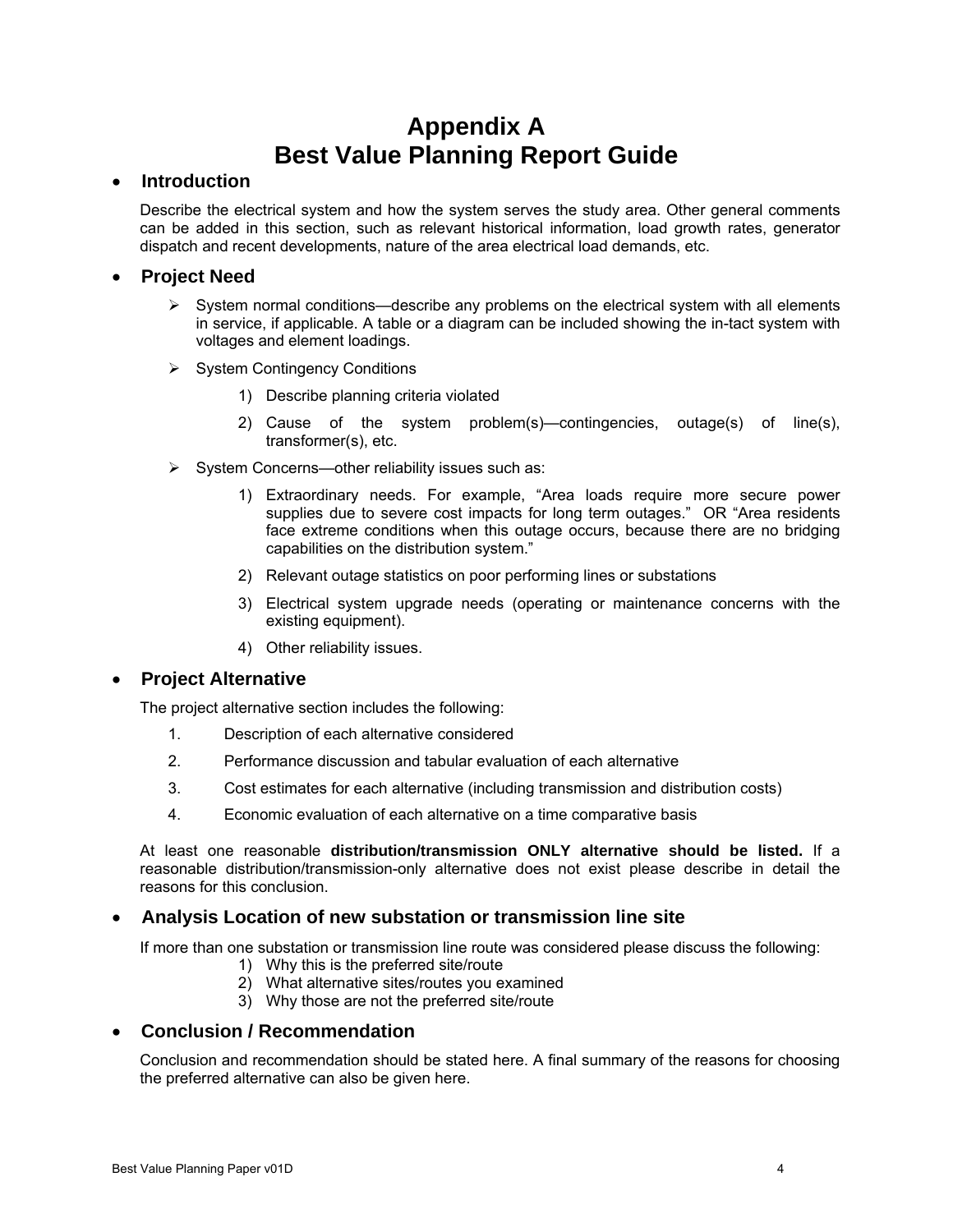# Appendix A
# Best Value Planning Report Guide

- **Introduction**

  Describe the electrical system and how the system serves the study area. Other general comments can be added in this section, such as relevant historical information, load growth rates, generator dispatch and recent developments, nature of the area electrical load demands, etc.

- **Project Need**

  - System normal conditions—describe any problems on the electrical system with all elements in service, if applicable. A table or a diagram can be included showing the in-tact system with voltages and element loadings.
  - System Contingency Conditions
    1) Describe planning criteria violated
    2) Cause of the system problem(s)—contingencies, outage(s) of line(s), transformer(s), etc.
  - System Concerns—other reliability issues such as:
    1) Extraordinary needs. For example, "Area loads require more secure power supplies due to severe cost impacts for long term outages." OR "Area residents face extreme conditions when this outage occurs, because there are no bridging capabilities on the distribution system."
    2) Relevant outage statistics on poor performing lines or substations
    3) Electrical system upgrade needs (operating or maintenance concerns with the existing equipment).
    4) Other reliability issues.

- **Project Alternative**

  The project alternative section includes the following:

  1. Description of each alternative considered
  2. Performance discussion and tabular evaluation of each alternative
  3. Cost estimates for each alternative (including transmission and distribution costs)
  4. Economic evaluation of each alternative on a time comparative basis

  At least one reasonable **distribution/transmission ONLY alternative should be listed.** If a reasonable distribution/transmission-only alternative does not exist please describe in detail the reasons for this conclusion.

- **Analysis Location of new substation or transmission line site**

  If more than one substation or transmission line route was considered please discuss the following:
  1) Why this is the preferred site/route
  2) What alternative sites/routes you examined
  3) Why those are not the preferred site/route

- **Conclusion / Recommendation**

  Conclusion and recommendation should be stated here. A final summary of the reasons for choosing the preferred alternative can also be given here.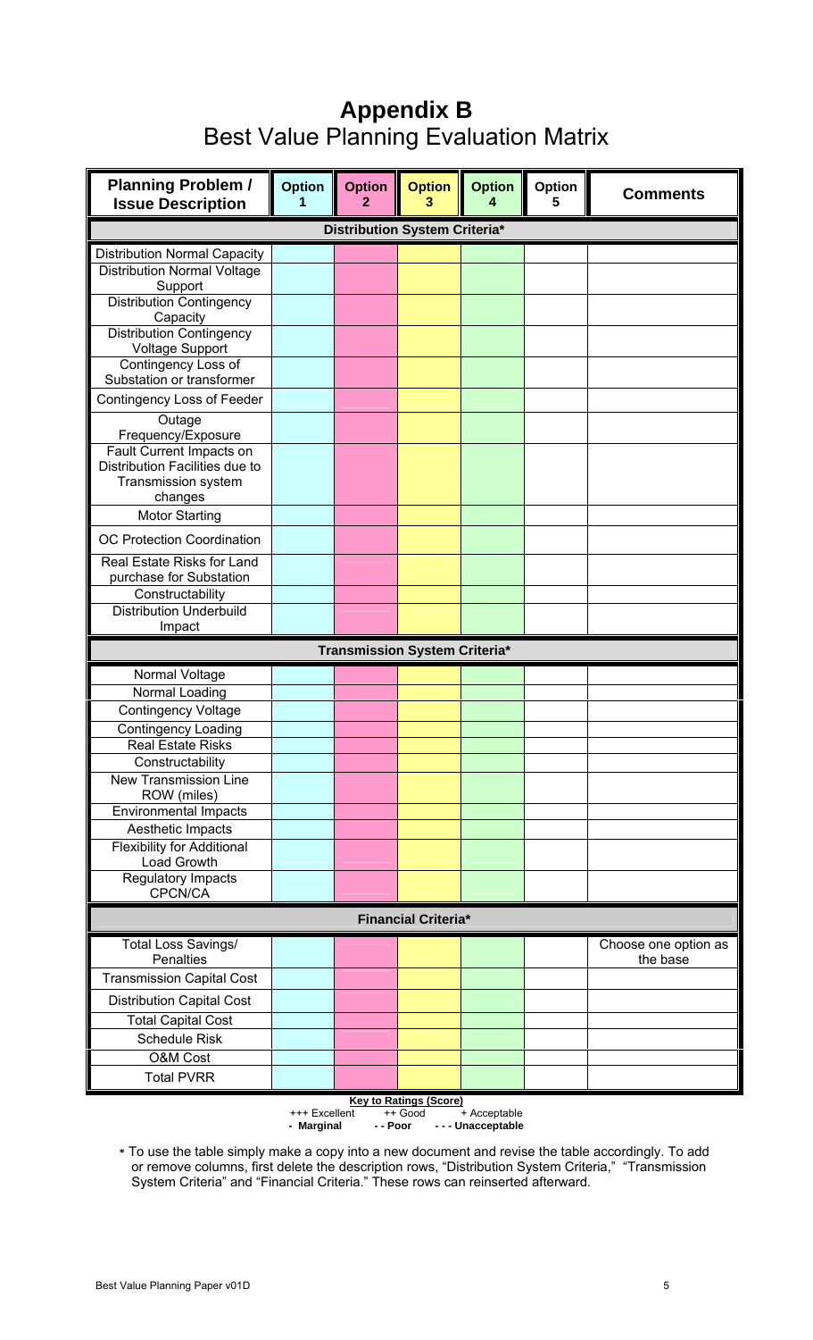# Appendix B

## Best Value Planning Evaluation Matrix

| Planning Problem / Issue Description | Option 1 | Option 2 | Option 3 | Option 4 | Option 5 | Comments |
|---|---|---|---|---|---|---|
| **Distribution System Criteria*** | | | | | | |
| Distribution Normal Capacity | | | | | | |
| Distribution Normal Voltage Support | | | | | | |
| Distribution Contingency Capacity | | | | | | |
| Distribution Contingency Voltage Support | | | | | | |
| Contingency Loss of Substation or transformer | | | | | | |
| Contingency Loss of Feeder | | | | | | |
| Outage Frequency/Exposure | | | | | | |
| Fault Current Impacts on Distribution Facilities due to Transmission system changes | | | | | | |
| Motor Starting | | | | | | |
| OC Protection Coordination | | | | | | |
| Real Estate Risks for Land purchase for Substation | | | | | | |
| Constructability | | | | | | |
| Distribution Underbuild Impact | | | | | | |
| **Transmission System Criteria*** | | | | | | |
| Normal Voltage | | | | | | |
| Normal Loading | | | | | | |
| Contingency Voltage | | | | | | |
| Contingency Loading | | | | | | |
| Real Estate Risks | | | | | | |
| Constructability | | | | | | |
| New Transmission Line ROW (miles) | | | | | | |
| Environmental Impacts | | | | | | |
| Aesthetic Impacts | | | | | | |
| Flexibility for Additional Load Growth | | | | | | |
| Regulatory Impacts CPCN/CA | | | | | | |
| **Financial Criteria*** | | | | | | |
| Total Loss Savings/ Penalties | | | | | | Choose one option as the base |
| Transmission Capital Cost | | | | | | |
| Distribution Capital Cost | | | | | | |
| Total Capital Cost | | | | | | |
| Schedule Risk | | | | | | |
| O&M Cost | | | | | | |
| Total PVRR | | | | | | |

**Key to Ratings (Score)**

+++ Excellent ++ Good + Acceptable

**- Marginal -- Poor --- Unacceptable**

* To use the table simply make a copy into a new document and revise the table accordingly. To add or remove columns, first delete the description rows, "Distribution System Criteria," "Transmission System Criteria" and "Financial Criteria." These rows can reinserted afterward.